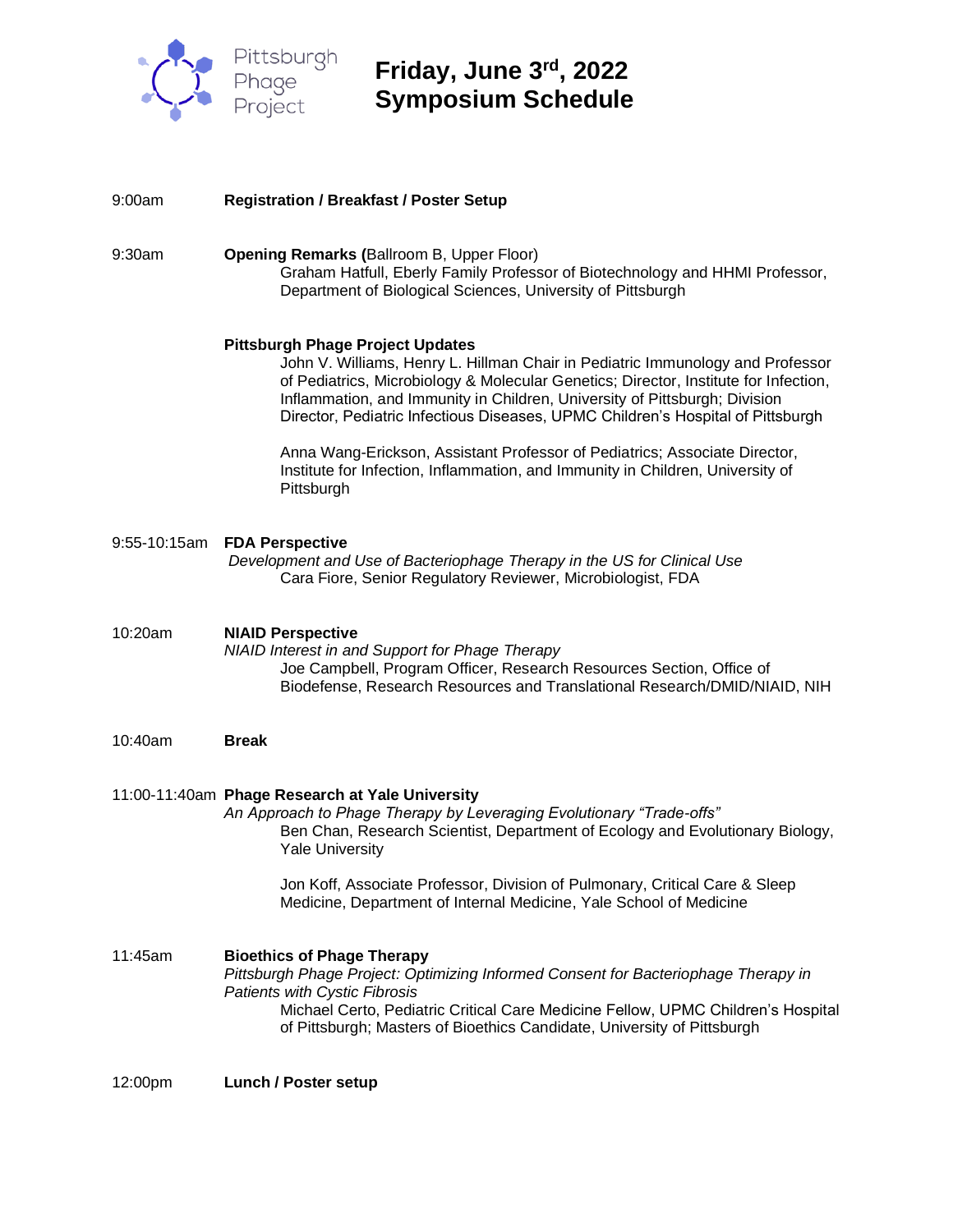Pittsburgh Phage Project

# Friday, June 3rd, 2022
# Symposium Schedule

9:00am **Registration / Breakfast / Poster Setup**

9:30am **Opening Remarks (**Ballroom B, Upper Floor)

Graham Hatfull, Eberly Family Professor of Biotechnology and HHMI Professor, Department of Biological Sciences, University of Pittsburgh

**Pittsburgh Phage Project Updates**

John V. Williams, Henry L. Hillman Chair in Pediatric Immunology and Professor of Pediatrics, Microbiology & Molecular Genetics; Director, Institute for Infection, Inflammation, and Immunity in Children, University of Pittsburgh; Division Director, Pediatric Infectious Diseases, UPMC Children's Hospital of Pittsburgh

Anna Wang-Erickson, Assistant Professor of Pediatrics; Associate Director, Institute for Infection, Inflammation, and Immunity in Children, University of Pittsburgh

9:55-10:15am **FDA Perspective**

*Development and Use of Bacteriophage Therapy in the US for Clinical Use*

Cara Fiore, Senior Regulatory Reviewer, Microbiologist, FDA

10:20am **NIAID Perspective**

*NIAID Interest in and Support for Phage Therapy*

Joe Campbell, Program Officer, Research Resources Section, Office of Biodefense, Research Resources and Translational Research/DMID/NIAID, NIH

10:40am **Break**

11:00-11:40am **Phage Research at Yale University**

*An Approach to Phage Therapy by Leveraging Evolutionary "Trade-offs"*

Ben Chan, Research Scientist, Department of Ecology and Evolutionary Biology, Yale University

Jon Koff, Associate Professor, Division of Pulmonary, Critical Care & Sleep Medicine, Department of Internal Medicine, Yale School of Medicine

11:45am **Bioethics of Phage Therapy**

*Pittsburgh Phage Project: Optimizing Informed Consent for Bacteriophage Therapy in Patients with Cystic Fibrosis*

Michael Certo, Pediatric Critical Care Medicine Fellow, UPMC Children's Hospital of Pittsburgh; Masters of Bioethics Candidate, University of Pittsburgh

12:00pm **Lunch / Poster setup**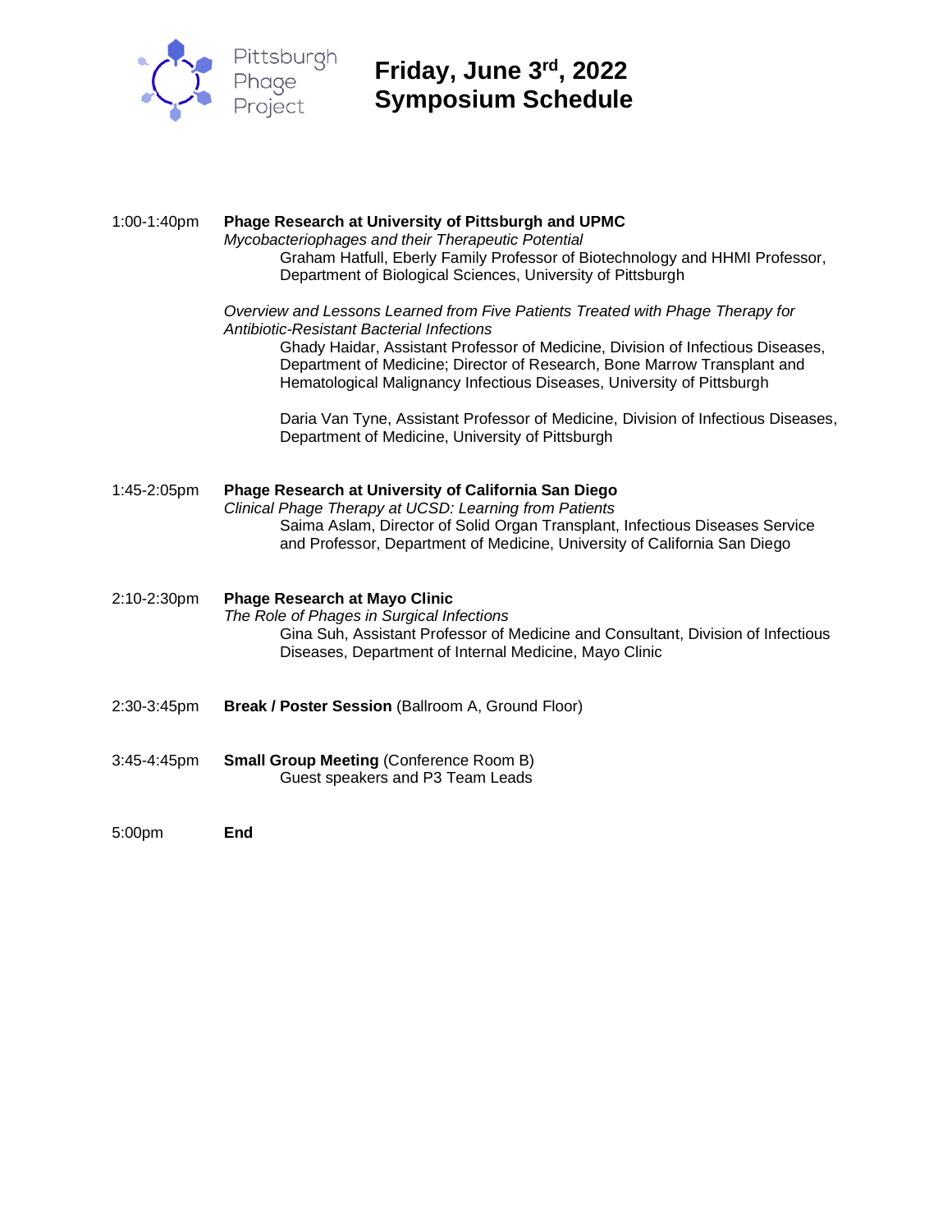Pittsburgh Phage Project

# Friday, June 3rd, 2022 Symposium Schedule

1:00-1:40pm **Phage Research at University of Pittsburgh and UPMC**

*Mycobacteriophages and their Therapeutic Potential*

Graham Hatfull, Eberly Family Professor of Biotechnology and HHMI Professor, Department of Biological Sciences, University of Pittsburgh

*Overview and Lessons Learned from Five Patients Treated with Phage Therapy for Antibiotic-Resistant Bacterial Infections*

Ghady Haidar, Assistant Professor of Medicine, Division of Infectious Diseases, Department of Medicine; Director of Research, Bone Marrow Transplant and Hematological Malignancy Infectious Diseases, University of Pittsburgh

Daria Van Tyne, Assistant Professor of Medicine, Division of Infectious Diseases, Department of Medicine, University of Pittsburgh

1:45-2:05pm **Phage Research at University of California San Diego**

*Clinical Phage Therapy at UCSD: Learning from Patients*

Saima Aslam, Director of Solid Organ Transplant, Infectious Diseases Service and Professor, Department of Medicine, University of California San Diego

2:10-2:30pm **Phage Research at Mayo Clinic**

*The Role of Phages in Surgical Infections*

Gina Suh, Assistant Professor of Medicine and Consultant, Division of Infectious Diseases, Department of Internal Medicine, Mayo Clinic

2:30-3:45pm **Break / Poster Session** (Ballroom A, Ground Floor)

3:45-4:45pm **Small Group Meeting** (Conference Room B)

Guest speakers and P3 Team Leads

5:00pm **End**